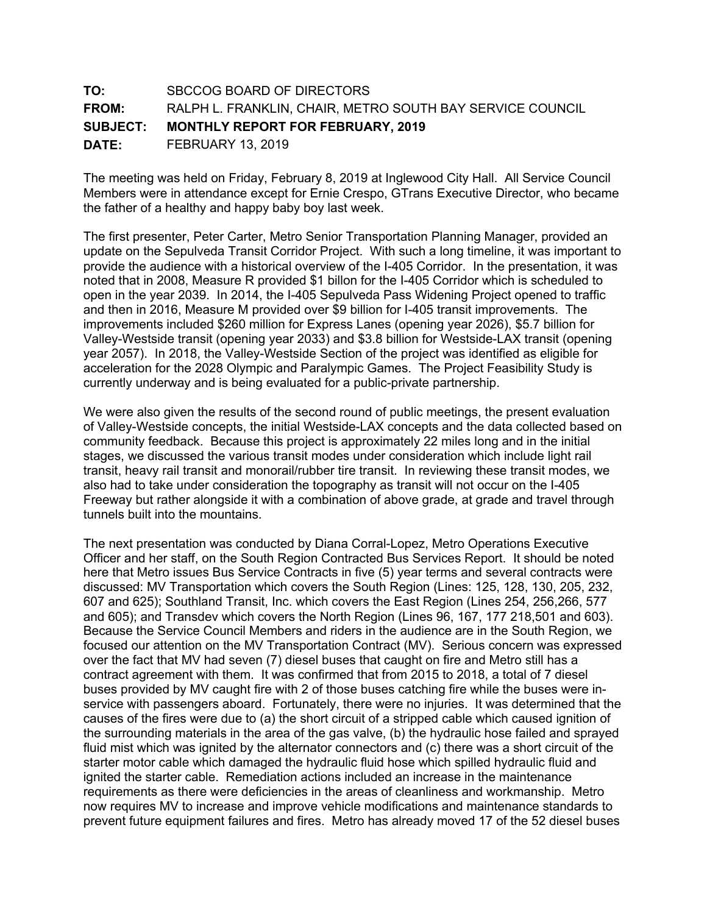**TO:** SBCCOG BOARD OF DIRECTORS
**FROM:** RALPH L. FRANKLIN, CHAIR, METRO SOUTH BAY SERVICE COUNCIL
**SUBJECT: MONTHLY REPORT FOR FEBRUARY, 2019**
**DATE:** FEBRUARY 13, 2019

The meeting was held on Friday, February 8, 2019 at Inglewood City Hall. All Service Council Members were in attendance except for Ernie Crespo, GTrans Executive Director, who became the father of a healthy and happy baby boy last week.

The first presenter, Peter Carter, Metro Senior Transportation Planning Manager, provided an update on the Sepulveda Transit Corridor Project. With such a long timeline, it was important to provide the audience with a historical overview of the I-405 Corridor. In the presentation, it was noted that in 2008, Measure R provided $1 billon for the I-405 Corridor which is scheduled to open in the year 2039. In 2014, the I-405 Sepulveda Pass Widening Project opened to traffic and then in 2016, Measure M provided over $9 billion for I-405 transit improvements. The improvements included $260 million for Express Lanes (opening year 2026), $5.7 billion for Valley-Westside transit (opening year 2033) and $3.8 billion for Westside-LAX transit (opening year 2057). In 2018, the Valley-Westside Section of the project was identified as eligible for acceleration for the 2028 Olympic and Paralympic Games. The Project Feasibility Study is currently underway and is being evaluated for a public-private partnership.

We were also given the results of the second round of public meetings, the present evaluation of Valley-Westside concepts, the initial Westside-LAX concepts and the data collected based on community feedback. Because this project is approximately 22 miles long and in the initial stages, we discussed the various transit modes under consideration which include light rail transit, heavy rail transit and monorail/rubber tire transit. In reviewing these transit modes, we also had to take under consideration the topography as transit will not occur on the I-405 Freeway but rather alongside it with a combination of above grade, at grade and travel through tunnels built into the mountains.

The next presentation was conducted by Diana Corral-Lopez, Metro Operations Executive Officer and her staff, on the South Region Contracted Bus Services Report. It should be noted here that Metro issues Bus Service Contracts in five (5) year terms and several contracts were discussed: MV Transportation which covers the South Region (Lines: 125, 128, 130, 205, 232, 607 and 625); Southland Transit, Inc. which covers the East Region (Lines 254, 256,266, 577 and 605); and Transdev which covers the North Region (Lines 96, 167, 177 218,501 and 603). Because the Service Council Members and riders in the audience are in the South Region, we focused our attention on the MV Transportation Contract (MV). Serious concern was expressed over the fact that MV had seven (7) diesel buses that caught on fire and Metro still has a contract agreement with them. It was confirmed that from 2015 to 2018, a total of 7 diesel buses provided by MV caught fire with 2 of those buses catching fire while the buses were in-service with passengers aboard. Fortunately, there were no injuries. It was determined that the causes of the fires were due to (a) the short circuit of a stripped cable which caused ignition of the surrounding materials in the area of the gas valve, (b) the hydraulic hose failed and sprayed fluid mist which was ignited by the alternator connectors and (c) there was a short circuit of the starter motor cable which damaged the hydraulic fluid hose which spilled hydraulic fluid and ignited the starter cable. Remediation actions included an increase in the maintenance requirements as there were deficiencies in the areas of cleanliness and workmanship. Metro now requires MV to increase and improve vehicle modifications and maintenance standards to prevent future equipment failures and fires. Metro has already moved 17 of the 52 diesel buses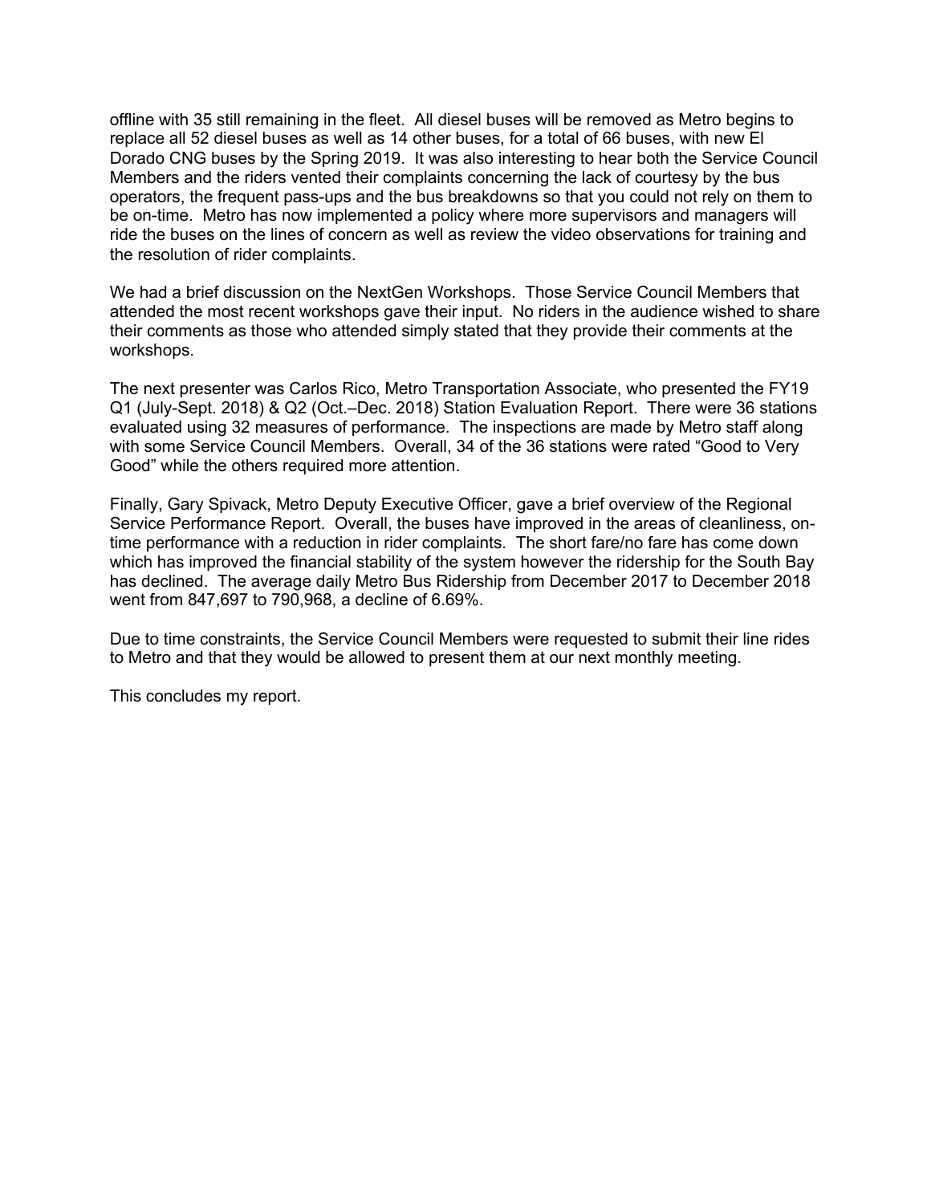offline with 35 still remaining in the fleet. All diesel buses will be removed as Metro begins to replace all 52 diesel buses as well as 14 other buses, for a total of 66 buses, with new El Dorado CNG buses by the Spring 2019. It was also interesting to hear both the Service Council Members and the riders vented their complaints concerning the lack of courtesy by the bus operators, the frequent pass-ups and the bus breakdowns so that you could not rely on them to be on-time. Metro has now implemented a policy where more supervisors and managers will ride the buses on the lines of concern as well as review the video observations for training and the resolution of rider complaints.

We had a brief discussion on the NextGen Workshops. Those Service Council Members that attended the most recent workshops gave their input. No riders in the audience wished to share their comments as those who attended simply stated that they provide their comments at the workshops.

The next presenter was Carlos Rico, Metro Transportation Associate, who presented the FY19 Q1 (July-Sept. 2018) & Q2 (Oct.–Dec. 2018) Station Evaluation Report. There were 36 stations evaluated using 32 measures of performance. The inspections are made by Metro staff along with some Service Council Members. Overall, 34 of the 36 stations were rated "Good to Very Good" while the others required more attention.

Finally, Gary Spivack, Metro Deputy Executive Officer, gave a brief overview of the Regional Service Performance Report. Overall, the buses have improved in the areas of cleanliness, on-time performance with a reduction in rider complaints. The short fare/no fare has come down which has improved the financial stability of the system however the ridership for the South Bay has declined. The average daily Metro Bus Ridership from December 2017 to December 2018 went from 847,697 to 790,968, a decline of 6.69%.

Due to time constraints, the Service Council Members were requested to submit their line rides to Metro and that they would be allowed to present them at our next monthly meeting.

This concludes my report.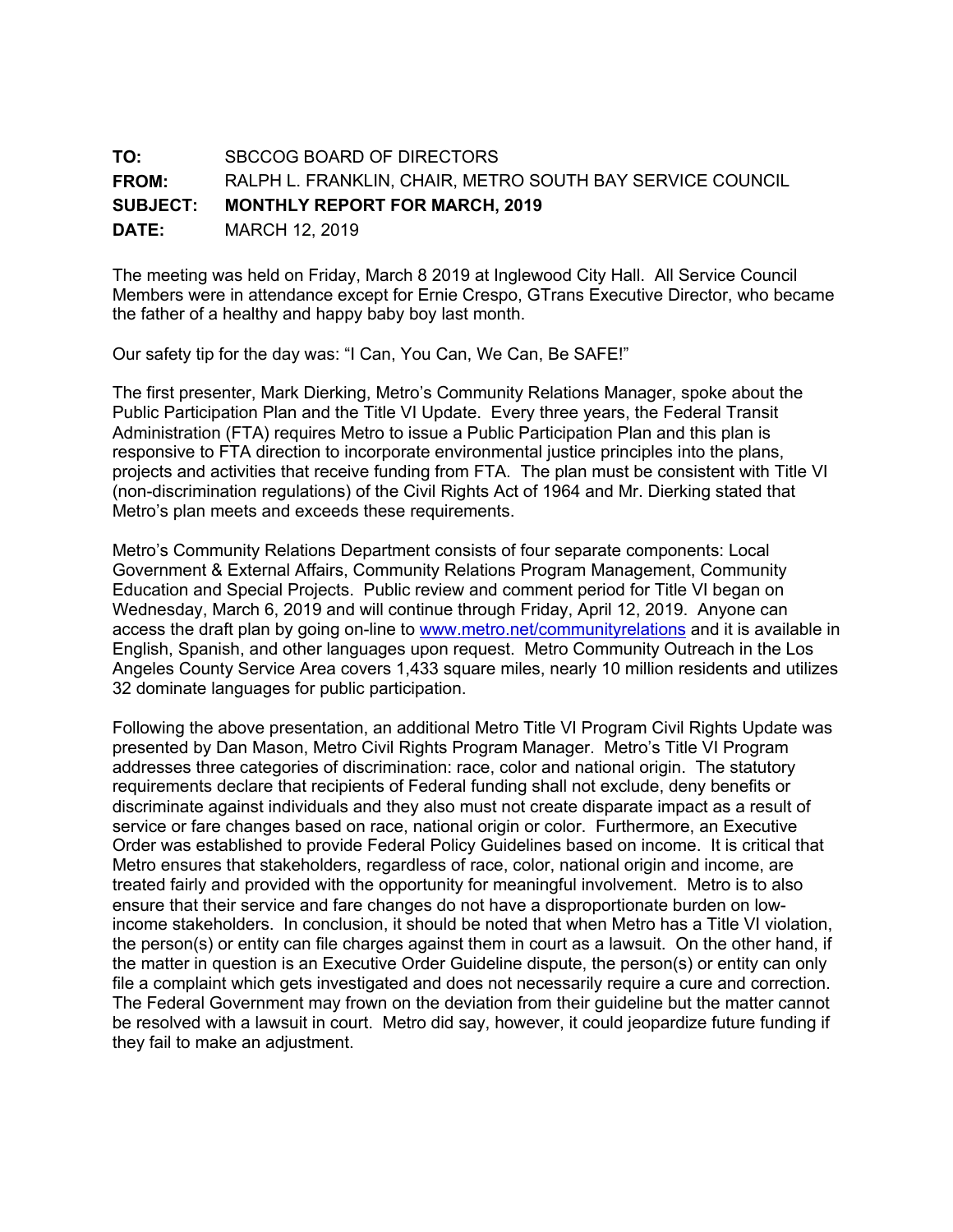**TO:** SBCCOG BOARD OF DIRECTORS

**FROM:** RALPH L. FRANKLIN, CHAIR, METRO SOUTH BAY SERVICE COUNCIL

**SUBJECT: MONTHLY REPORT FOR MARCH, 2019**

**DATE:** MARCH 12, 2019

The meeting was held on Friday, March 8 2019 at Inglewood City Hall. All Service Council Members were in attendance except for Ernie Crespo, GTrans Executive Director, who became the father of a healthy and happy baby boy last month.

Our safety tip for the day was: "I Can, You Can, We Can, Be SAFE!"

The first presenter, Mark Dierking, Metro's Community Relations Manager, spoke about the Public Participation Plan and the Title VI Update. Every three years, the Federal Transit Administration (FTA) requires Metro to issue a Public Participation Plan and this plan is responsive to FTA direction to incorporate environmental justice principles into the plans, projects and activities that receive funding from FTA. The plan must be consistent with Title VI (non-discrimination regulations) of the Civil Rights Act of 1964 and Mr. Dierking stated that Metro's plan meets and exceeds these requirements.

Metro's Community Relations Department consists of four separate components: Local Government & External Affairs, Community Relations Program Management, Community Education and Special Projects. Public review and comment period for Title VI began on Wednesday, March 6, 2019 and will continue through Friday, April 12, 2019. Anyone can access the draft plan by going on-line to [www.metro.net/communityrelations](www.metro.net/communityrelations) and it is available in English, Spanish, and other languages upon request. Metro Community Outreach in the Los Angeles County Service Area covers 1,433 square miles, nearly 10 million residents and utilizes 32 dominate languages for public participation.

Following the above presentation, an additional Metro Title VI Program Civil Rights Update was presented by Dan Mason, Metro Civil Rights Program Manager. Metro's Title VI Program addresses three categories of discrimination: race, color and national origin. The statutory requirements declare that recipients of Federal funding shall not exclude, deny benefits or discriminate against individuals and they also must not create disparate impact as a result of service or fare changes based on race, national origin or color. Furthermore, an Executive Order was established to provide Federal Policy Guidelines based on income. It is critical that Metro ensures that stakeholders, regardless of race, color, national origin and income, are treated fairly and provided with the opportunity for meaningful involvement. Metro is to also ensure that their service and fare changes do not have a disproportionate burden on low-income stakeholders. In conclusion, it should be noted that when Metro has a Title VI violation, the person(s) or entity can file charges against them in court as a lawsuit. On the other hand, if the matter in question is an Executive Order Guideline dispute, the person(s) or entity can only file a complaint which gets investigated and does not necessarily require a cure and correction. The Federal Government may frown on the deviation from their guideline but the matter cannot be resolved with a lawsuit in court. Metro did say, however, it could jeopardize future funding if they fail to make an adjustment.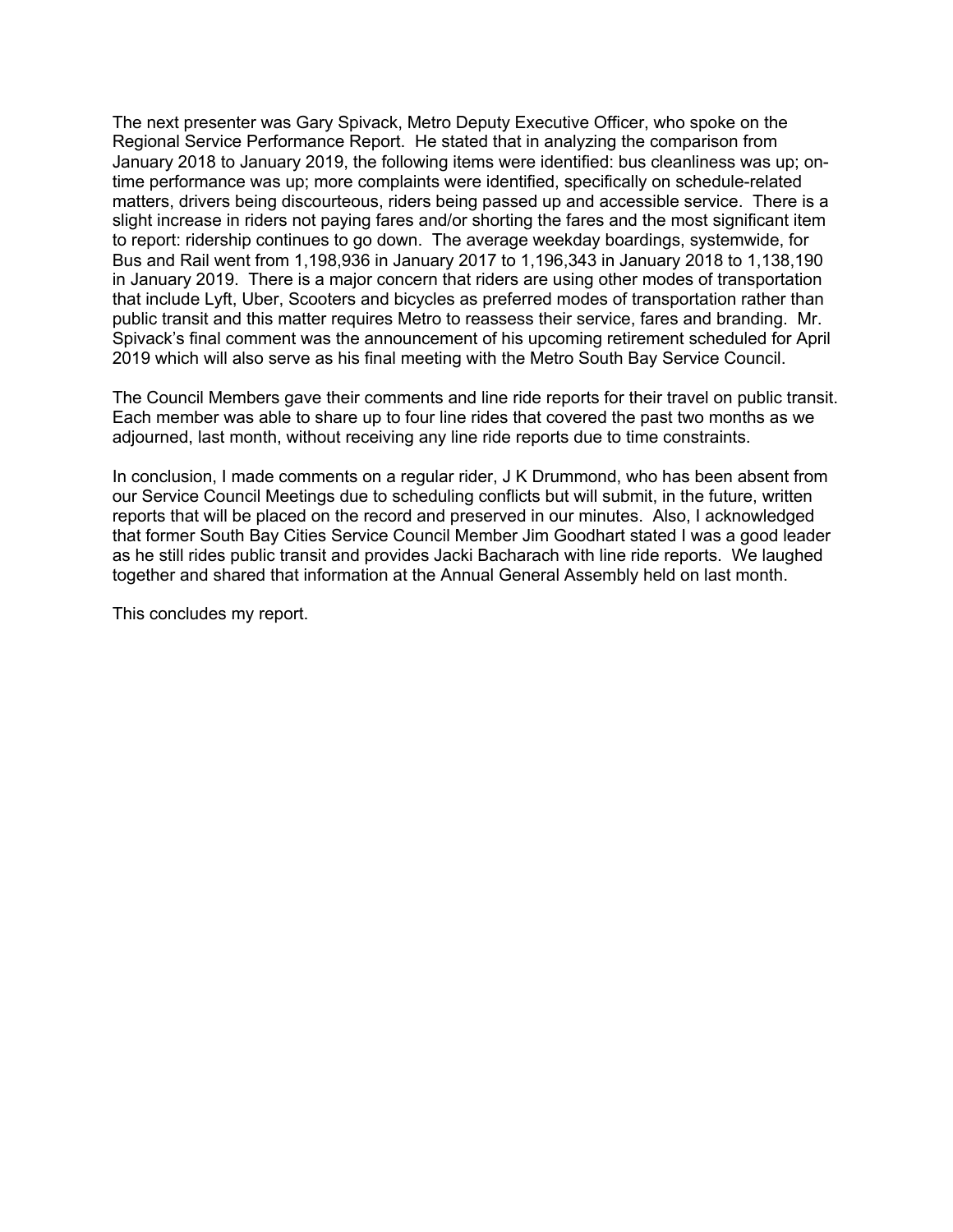The next presenter was Gary Spivack, Metro Deputy Executive Officer, who spoke on the Regional Service Performance Report. He stated that in analyzing the comparison from January 2018 to January 2019, the following items were identified: bus cleanliness was up; on-time performance was up; more complaints were identified, specifically on schedule-related matters, drivers being discourteous, riders being passed up and accessible service. There is a slight increase in riders not paying fares and/or shorting the fares and the most significant item to report: ridership continues to go down. The average weekday boardings, systemwide, for Bus and Rail went from 1,198,936 in January 2017 to 1,196,343 in January 2018 to 1,138,190 in January 2019. There is a major concern that riders are using other modes of transportation that include Lyft, Uber, Scooters and bicycles as preferred modes of transportation rather than public transit and this matter requires Metro to reassess their service, fares and branding. Mr. Spivack's final comment was the announcement of his upcoming retirement scheduled for April 2019 which will also serve as his final meeting with the Metro South Bay Service Council.

The Council Members gave their comments and line ride reports for their travel on public transit. Each member was able to share up to four line rides that covered the past two months as we adjourned, last month, without receiving any line ride reports due to time constraints.

In conclusion, I made comments on a regular rider, J K Drummond, who has been absent from our Service Council Meetings due to scheduling conflicts but will submit, in the future, written reports that will be placed on the record and preserved in our minutes. Also, I acknowledged that former South Bay Cities Service Council Member Jim Goodhart stated I was a good leader as he still rides public transit and provides Jacki Bacharach with line ride reports. We laughed together and shared that information at the Annual General Assembly held on last month.

This concludes my report.